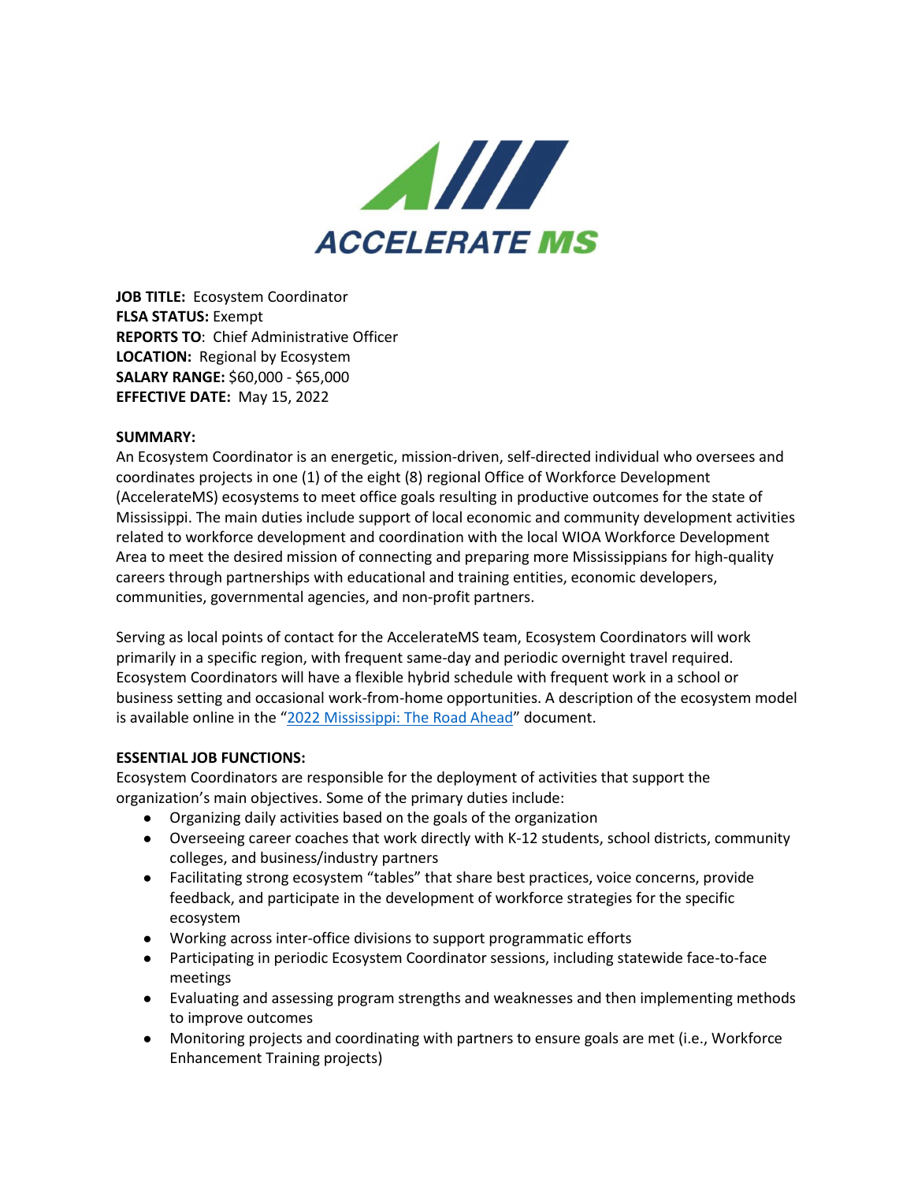**ACCELERATE MS**

**JOB TITLE:** Ecosystem Coordinator
**FLSA STATUS:** Exempt
**REPORTS TO**: Chief Administrative Officer
**LOCATION:** Regional by Ecosystem
**SALARY RANGE:** $60,000 - $65,000
**EFFECTIVE DATE:** May 15, 2022

**SUMMARY:**

An Ecosystem Coordinator is an energetic, mission-driven, self-directed individual who oversees and coordinates projects in one (1) of the eight (8) regional Office of Workforce Development (AccelerateMS) ecosystems to meet office goals resulting in productive outcomes for the state of Mississippi. The main duties include support of local economic and community development activities related to workforce development and coordination with the local WIOA Workforce Development Area to meet the desired mission of connecting and preparing more Mississippians for high-quality careers through partnerships with educational and training entities, economic developers, communities, governmental agencies, and non-profit partners.

Serving as local points of contact for the AccelerateMS team, Ecosystem Coordinators will work primarily in a specific region, with frequent same-day and periodic overnight travel required. Ecosystem Coordinators will have a flexible hybrid schedule with frequent work in a school or business setting and occasional work-from-home opportunities. A description of the ecosystem model is available online in the "2022 Mississippi: The Road Ahead" document.

**ESSENTIAL JOB FUNCTIONS:**

Ecosystem Coordinators are responsible for the deployment of activities that support the organization's main objectives. Some of the primary duties include:

- Organizing daily activities based on the goals of the organization
- Overseeing career coaches that work directly with K-12 students, school districts, community colleges, and business/industry partners
- Facilitating strong ecosystem "tables" that share best practices, voice concerns, provide feedback, and participate in the development of workforce strategies for the specific ecosystem
- Working across inter-office divisions to support programmatic efforts
- Participating in periodic Ecosystem Coordinator sessions, including statewide face-to-face meetings
- Evaluating and assessing program strengths and weaknesses and then implementing methods to improve outcomes
- Monitoring projects and coordinating with partners to ensure goals are met (i.e., Workforce Enhancement Training projects)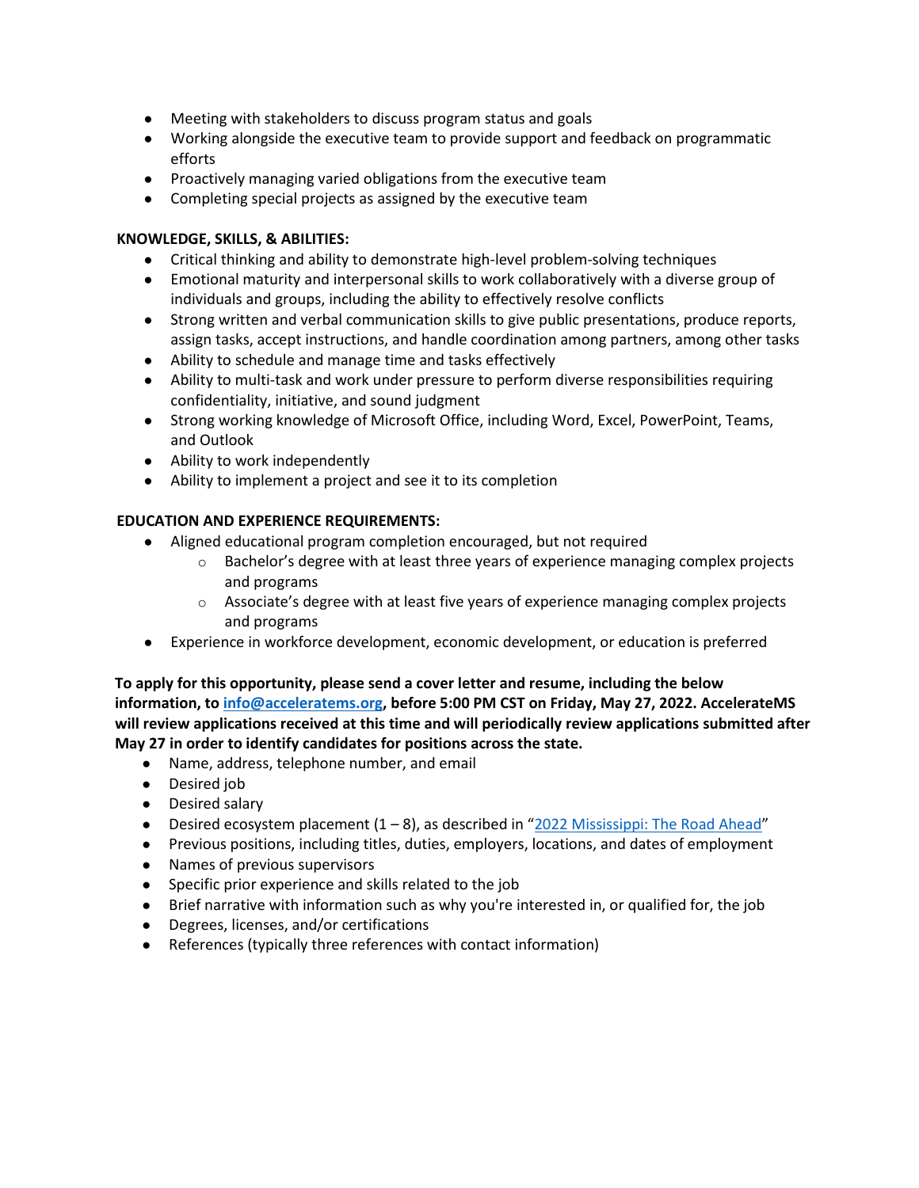- Meeting with stakeholders to discuss program status and goals
- Working alongside the executive team to provide support and feedback on programmatic efforts
- Proactively managing varied obligations from the executive team
- Completing special projects as assigned by the executive team

**KNOWLEDGE, SKILLS, & ABILITIES:**

- Critical thinking and ability to demonstrate high-level problem-solving techniques
- Emotional maturity and interpersonal skills to work collaboratively with a diverse group of individuals and groups, including the ability to effectively resolve conflicts
- Strong written and verbal communication skills to give public presentations, produce reports, assign tasks, accept instructions, and handle coordination among partners, among other tasks
- Ability to schedule and manage time and tasks effectively
- Ability to multi-task and work under pressure to perform diverse responsibilities requiring confidentiality, initiative, and sound judgment
- Strong working knowledge of Microsoft Office, including Word, Excel, PowerPoint, Teams, and Outlook
- Ability to work independently
- Ability to implement a project and see it to its completion

**EDUCATION AND EXPERIENCE REQUIREMENTS:**

- Aligned educational program completion encouraged, but not required
  - Bachelor's degree with at least three years of experience managing complex projects and programs
  - Associate's degree with at least five years of experience managing complex projects and programs
- Experience in workforce development, economic development, or education is preferred

**To apply for this opportunity, please send a cover letter and resume, including the below information, to info@acceleratems.org, before 5:00 PM CST on Friday, May 27, 2022. AccelerateMS will review applications received at this time and will periodically review applications submitted after May 27 in order to identify candidates for positions across the state.**

- Name, address, telephone number, and email
- Desired job
- Desired salary
- Desired ecosystem placement (1 – 8), as described in "2022 Mississippi: The Road Ahead"
- Previous positions, including titles, duties, employers, locations, and dates of employment
- Names of previous supervisors
- Specific prior experience and skills related to the job
- Brief narrative with information such as why you're interested in, or qualified for, the job
- Degrees, licenses, and/or certifications
- References (typically three references with contact information)